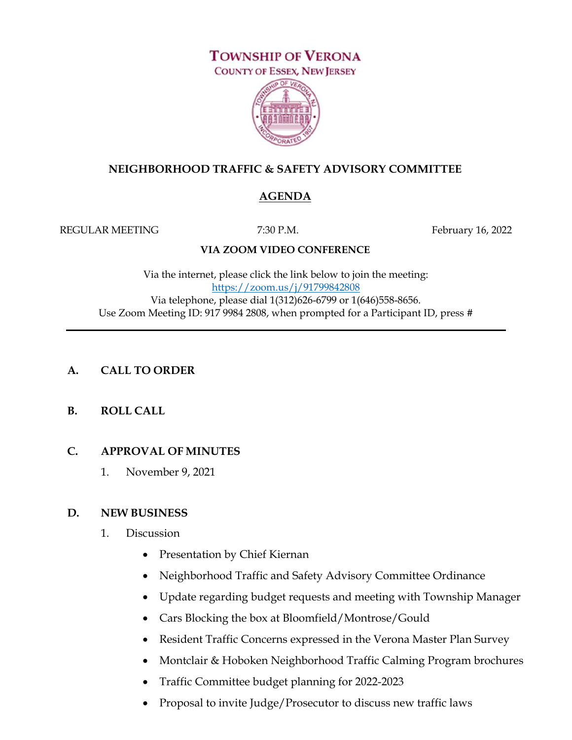# TOWNSHIP OF VERONA

COUNTY OF ESSEX, NEW JERSEY

## NEIGHBORHOOD TRAFFIC & SAFETY ADVISORY COMMITTEE

## AGENDA

REGULAR MEETING 7:30 P.M. February 16, 2022

**VIA ZOOM VIDEO CONFERENCE**

Via the internet, please click the link below to join the meeting:
https://zoom.us/j/91799842808
Via telephone, please dial 1(312)626-6799 or 1(646)558-8656.
Use Zoom Meeting ID: 917 9984 2808, when prompted for a Participant ID, press #

---

**A. CALL TO ORDER**

**B. ROLL CALL**

**C. APPROVAL OF MINUTES**

1. November 9, 2021

**D. NEW BUSINESS**

1. Discussion
   - Presentation by Chief Kiernan
   - Neighborhood Traffic and Safety Advisory Committee Ordinance
   - Update regarding budget requests and meeting with Township Manager
   - Cars Blocking the box at Bloomfield/Montrose/Gould
   - Resident Traffic Concerns expressed in the Verona Master Plan Survey
   - Montclair & Hoboken Neighborhood Traffic Calming Program brochures
   - Traffic Committee budget planning for 2022-2023
   - Proposal to invite Judge/Prosecutor to discuss new traffic laws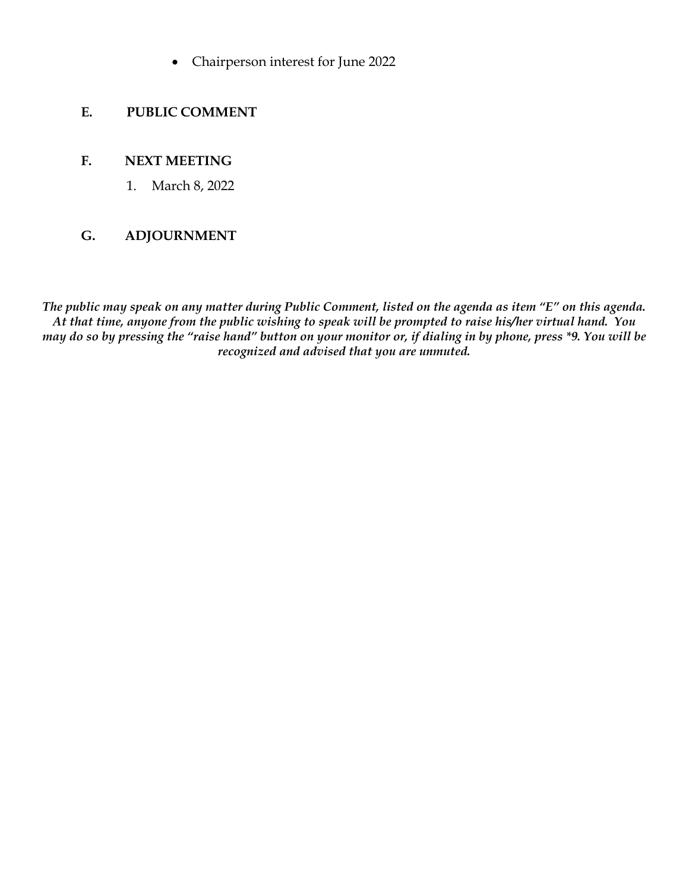- Chairperson interest for June 2022

**E. PUBLIC COMMENT**

**F. NEXT MEETING**

1. March 8, 2022

**G. ADJOURNMENT**

***The public may speak on any matter during Public Comment, listed on the agenda as item "E" on this agenda. At that time, anyone from the public wishing to speak will be prompted to raise his/her virtual hand. You may do so by pressing the "raise hand" button on your monitor or, if dialing in by phone, press *9. You will be recognized and advised that you are unmuted.***